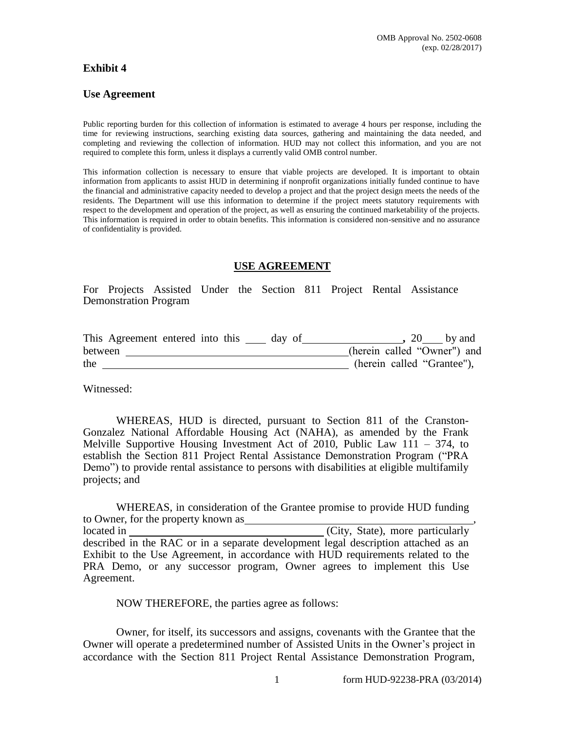OMB Approval No. 2502-0608
(exp. 02/28/2017)

## Exhibit 4

## Use Agreement

Public reporting burden for this collection of information is estimated to average 4 hours per response, including the time for reviewing instructions, searching existing data sources, gathering and maintaining the data needed, and completing and reviewing the collection of information. HUD may not collect this information, and you are not required to complete this form, unless it displays a currently valid OMB control number.

This information collection is necessary to ensure that viable projects are developed. It is important to obtain information from applicants to assist HUD in determining if nonprofit organizations initially funded continue to have the financial and administrative capacity needed to develop a project and that the project design meets the needs of the residents. The Department will use this information to determine if the project meets statutory requirements with respect to the development and operation of the project, as well as ensuring the continued marketability of the projects. This information is required in order to obtain benefits. This information is considered non-sensitive and no assurance of confidentiality is provided.

# USE AGREEMENT

For Projects Assisted Under the Section 811 Project Rental Assistance Demonstration Program

This Agreement entered into this ____ day of __________________, 20____ by and between ________________________________________ (herein called "Owner") and the ____________________________________________ (herein called "Grantee"),

Witnessed:

WHEREAS, HUD is directed, pursuant to Section 811 of the Cranston-Gonzalez National Affordable Housing Act (NAHA), as amended by the Frank Melville Supportive Housing Investment Act of 2010, Public Law 111 – 374, to establish the Section 811 Project Rental Assistance Demonstration Program ("PRA Demo") to provide rental assistance to persons with disabilities at eligible multifamily projects; and

WHEREAS, in consideration of the Grantee promise to provide HUD funding to Owner, for the property known as ________________________________________, located in ____________________________________ (City, State), more particularly described in the RAC or in a separate development legal description attached as an Exhibit to the Use Agreement, in accordance with HUD requirements related to the PRA Demo, or any successor program, Owner agrees to implement this Use Agreement.

NOW THEREFORE, the parties agree as follows:

Owner, for itself, its successors and assigns, covenants with the Grantee that the Owner will operate a predetermined number of Assisted Units in the Owner's project in accordance with the Section 811 Project Rental Assistance Demonstration Program,

form HUD-92238-PRA (03/2014)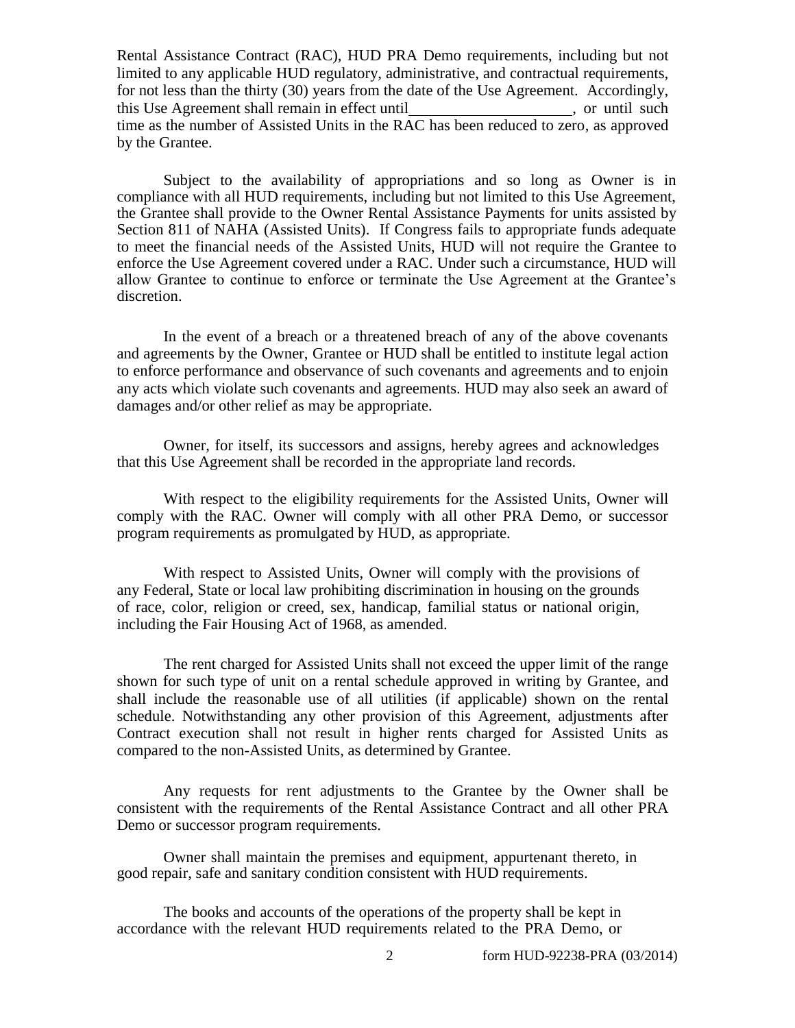Rental Assistance Contract (RAC), HUD PRA Demo requirements, including but not limited to any applicable HUD regulatory, administrative, and contractual requirements, for not less than the thirty (30) years from the date of the Use Agreement. Accordingly, this Use Agreement shall remain in effect until\_\_\_\_\_\_\_\_\_\_\_\_\_\_\_\_\_\_\_\_\_, or until such time as the number of Assisted Units in the RAC has been reduced to zero, as approved by the Grantee.

Subject to the availability of appropriations and so long as Owner is in compliance with all HUD requirements, including but not limited to this Use Agreement, the Grantee shall provide to the Owner Rental Assistance Payments for units assisted by Section 811 of NAHA (Assisted Units). If Congress fails to appropriate funds adequate to meet the financial needs of the Assisted Units, HUD will not require the Grantee to enforce the Use Agreement covered under a RAC. Under such a circumstance, HUD will allow Grantee to continue to enforce or terminate the Use Agreement at the Grantee's discretion.

In the event of a breach or a threatened breach of any of the above covenants and agreements by the Owner, Grantee or HUD shall be entitled to institute legal action to enforce performance and observance of such covenants and agreements and to enjoin any acts which violate such covenants and agreements. HUD may also seek an award of damages and/or other relief as may be appropriate.

Owner, for itself, its successors and assigns, hereby agrees and acknowledges that this Use Agreement shall be recorded in the appropriate land records.

With respect to the eligibility requirements for the Assisted Units, Owner will comply with the RAC. Owner will comply with all other PRA Demo, or successor program requirements as promulgated by HUD, as appropriate.

With respect to Assisted Units, Owner will comply with the provisions of any Federal, State or local law prohibiting discrimination in housing on the grounds of race, color, religion or creed, sex, handicap, familial status or national origin, including the Fair Housing Act of 1968, as amended.

The rent charged for Assisted Units shall not exceed the upper limit of the range shown for such type of unit on a rental schedule approved in writing by Grantee, and shall include the reasonable use of all utilities (if applicable) shown on the rental schedule. Notwithstanding any other provision of this Agreement, adjustments after Contract execution shall not result in higher rents charged for Assisted Units as compared to the non-Assisted Units, as determined by Grantee.

Any requests for rent adjustments to the Grantee by the Owner shall be consistent with the requirements of the Rental Assistance Contract and all other PRA Demo or successor program requirements.

Owner shall maintain the premises and equipment, appurtenant thereto, in good repair, safe and sanitary condition consistent with HUD requirements.

The books and accounts of the operations of the property shall be kept in accordance with the relevant HUD requirements related to the PRA Demo, or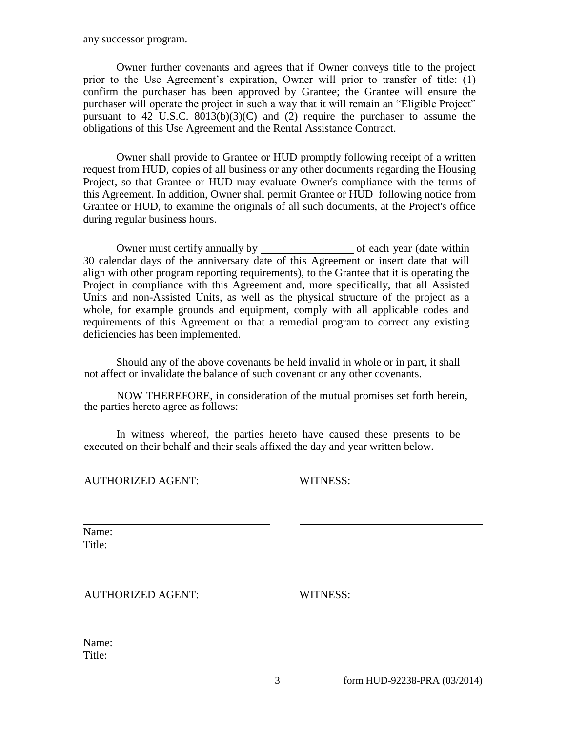any successor program.

Owner further covenants and agrees that if Owner conveys title to the project prior to the Use Agreement's expiration, Owner will prior to transfer of title: (1) confirm the purchaser has been approved by Grantee; the Grantee will ensure the purchaser will operate the project in such a way that it will remain an "Eligible Project" pursuant to 42 U.S.C. 8013(b)(3)(C) and (2) require the purchaser to assume the obligations of this Use Agreement and the Rental Assistance Contract.

Owner shall provide to Grantee or HUD promptly following receipt of a written request from HUD, copies of all business or any other documents regarding the Housing Project, so that Grantee or HUD may evaluate Owner's compliance with the terms of this Agreement. In addition, Owner shall permit Grantee or HUD following notice from Grantee or HUD, to examine the originals of all such documents, at the Project's office during regular business hours.

Owner must certify annually by ________________ of each year (date within 30 calendar days of the anniversary date of this Agreement or insert date that will align with other program reporting requirements), to the Grantee that it is operating the Project in compliance with this Agreement and, more specifically, that all Assisted Units and non-Assisted Units, as well as the physical structure of the project as a whole, for example grounds and equipment, comply with all applicable codes and requirements of this Agreement or that a remedial program to correct any existing deficiencies has been implemented.

Should any of the above covenants be held invalid in whole or in part, it shall not affect or invalidate the balance of such covenant or any other covenants.

NOW THEREFORE, in consideration of the mutual promises set forth herein, the parties hereto agree as follows:

In witness whereof, the parties hereto have caused these presents to be executed on their behalf and their seals affixed the day and year written below.

AUTHORIZED AGENT: WITNESS:

________________________________ ________________________________

Name:
Title:

AUTHORIZED AGENT: WITNESS:

________________________________ ________________________________

Name:
Title:

form HUD-92238-PRA (03/2014)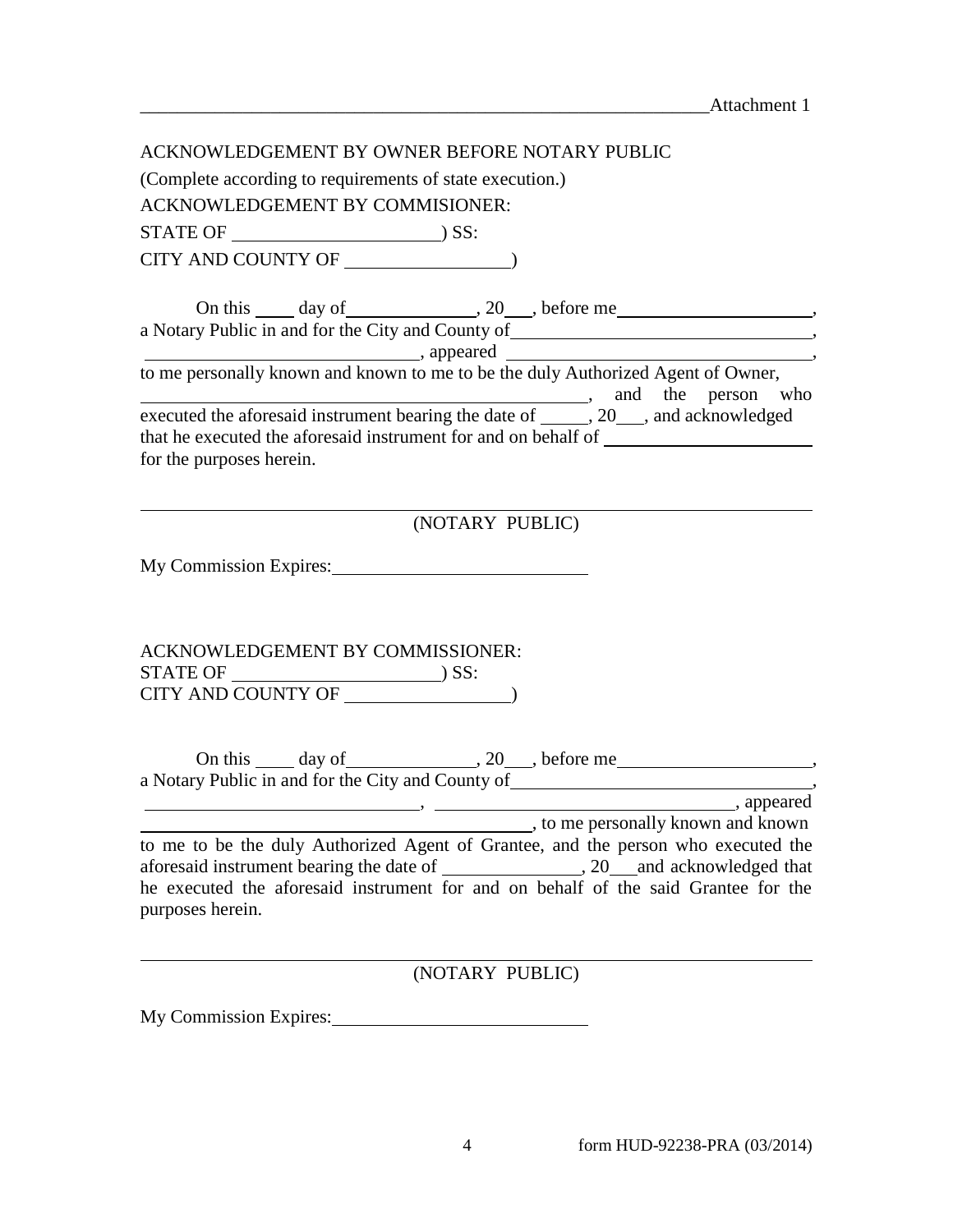Attachment 1

ACKNOWLEDGEMENT BY OWNER BEFORE NOTARY PUBLIC

(Complete according to requirements of state execution.)

ACKNOWLEDGEMENT BY COMMISIONER:

STATE OF ______________________) SS:

CITY AND COUNTY OF _________________)

On this ____ day of_____________, 20___, before me_____________________, a Notary Public in and for the City and County of_______________________________, ____________________________, appeared _______________________________, to me personally known and known to me to be the duly Authorized Agent of Owner, _______________________________________________, and the person who executed the aforesaid instrument bearing the date of _____, 20___, and acknowledged that he executed the aforesaid instrument for and on behalf of ______________________ for the purposes herein.

_______________________________________________________________

(NOTARY PUBLIC)

My Commission Expires:___________________________

ACKNOWLEDGEMENT BY COMMISSIONER:

STATE OF ______________________) SS:

CITY AND COUNTY OF _________________)

On this ____ day of_____________, 20___, before me_____________________, a Notary Public in and for the City and County of_______________________________, ____________________________, ______________________________, appeared ___________________________________________, to me personally known and known to me to be the duly Authorized Agent of Grantee, and the person who executed the aforesaid instrument bearing the date of ______________, 20___and acknowledged that he executed the aforesaid instrument for and on behalf of the said Grantee for the purposes herein.

_______________________________________________________________

(NOTARY PUBLIC)

My Commission Expires:___________________________

form HUD-92238-PRA (03/2014)